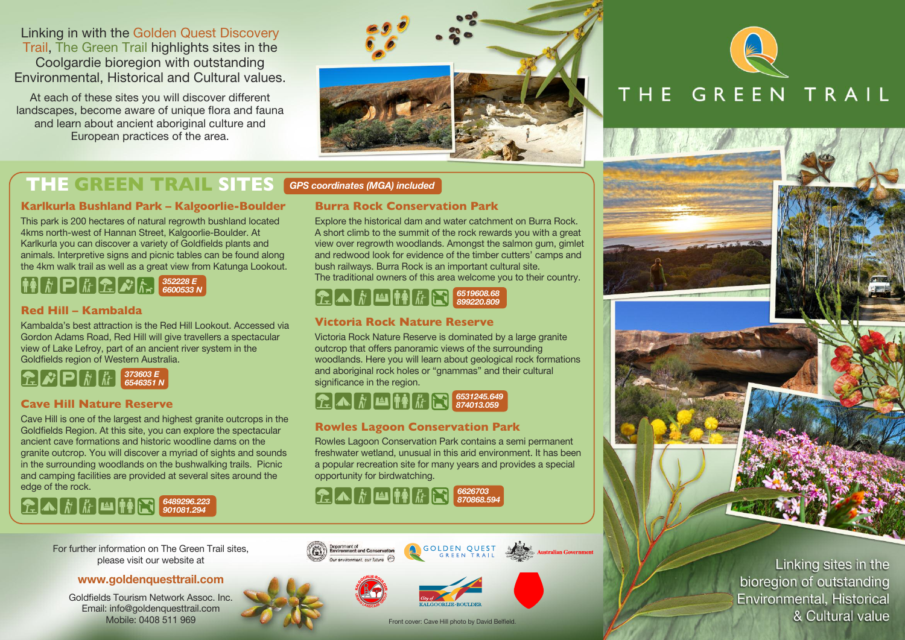Linking in with the Golden Quest Discovery Trail, The Green Trail highlights sites in the Coolgardie bioregion with outstanding Environmental, Historical and Cultural values.

At each of these sites you will discover different landscapes, become aware of unique flora and fauna and learn about ancient aboriginal culture and European practices of the area.

# THE GREEN TRAIL SITES

*GPS coordinates (MGA) included*

## Karlkurla Bushland Park – Kalgoorlie-Boulder

This park is 200 hectares of natural regrowth bushland located 4kms north-west of Hannan Street, Kalgoorlie-Boulder. At Karlkurla you can discover a variety of Goldfields plants and animals. Interpretive signs and picnic tables can be found along the 4km walk trail as well as a great view from Katunga Lookout.

*352228 E*
*6600533 N*

## Red Hill – Kambalda

Kambalda's best attraction is the Red Hill Lookout. Accessed via Gordon Adams Road, Red Hill will give travellers a spectacular view of Lake Lefroy, part of an ancient river system in the Goldfields region of Western Australia.

*373603 E*
*6546351 N*

## Cave Hill Nature Reserve

Cave Hill is one of the largest and highest granite outcrops in the Goldfields Region. At this site, you can explore the spectacular ancient cave formations and historic woodline dams on the granite outcrop. You will discover a myriad of sights and sounds in the surrounding woodlands on the bushwalking trails. Picnic and camping facilities are provided at several sites around the edge of the rock.

*6489296.223*
*901081.294*

## Burra Rock Conservation Park

Explore the historical dam and water catchment on Burra Rock. A short climb to the summit of the rock rewards you with a great view over regrowth woodlands. Amongst the salmon gum, gimlet and redwood look for evidence of the timber cutters' camps and bush railways. Burra Rock is an important cultural site.
The traditional owners of this area welcome you to their country.

*6519608.68*
*899220.809*

## Victoria Rock Nature Reserve

Victoria Rock Nature Reserve is dominated by a large granite outcrop that offers panoramic views of the surrounding woodlands. Here you will learn about geological rock formations and aboriginal rock holes or "gnammas" and their cultural significance in the region.

*6531245.649*
*874013.059*

## Rowles Lagoon Conservation Park

Rowles Lagoon Conservation Park contains a semi permanent freshwater wetland, unusual in this arid environment. It has been a popular recreation site for many years and provides a special opportunity for birdwatching.

*6626703*
*870868.594*

For further information on The Green Trail sites, please visit our website at

**www.goldenquesttrail.com**

Goldfields Tourism Network Assoc. Inc.
Email: info@goldenquesttrail.com
Mobile: 0408 511 969

Department of Environment and Conservation — Our environment, our future
GOLDEN QUEST GREEN TRAIL
Australian Government
City of Kalgoorlie-Boulder

Front cover: Cave Hill photo by David Belfield.

# THE GREEN TRAIL

Linking sites in the bioregion of outstanding Environmental, Historical & Cultural value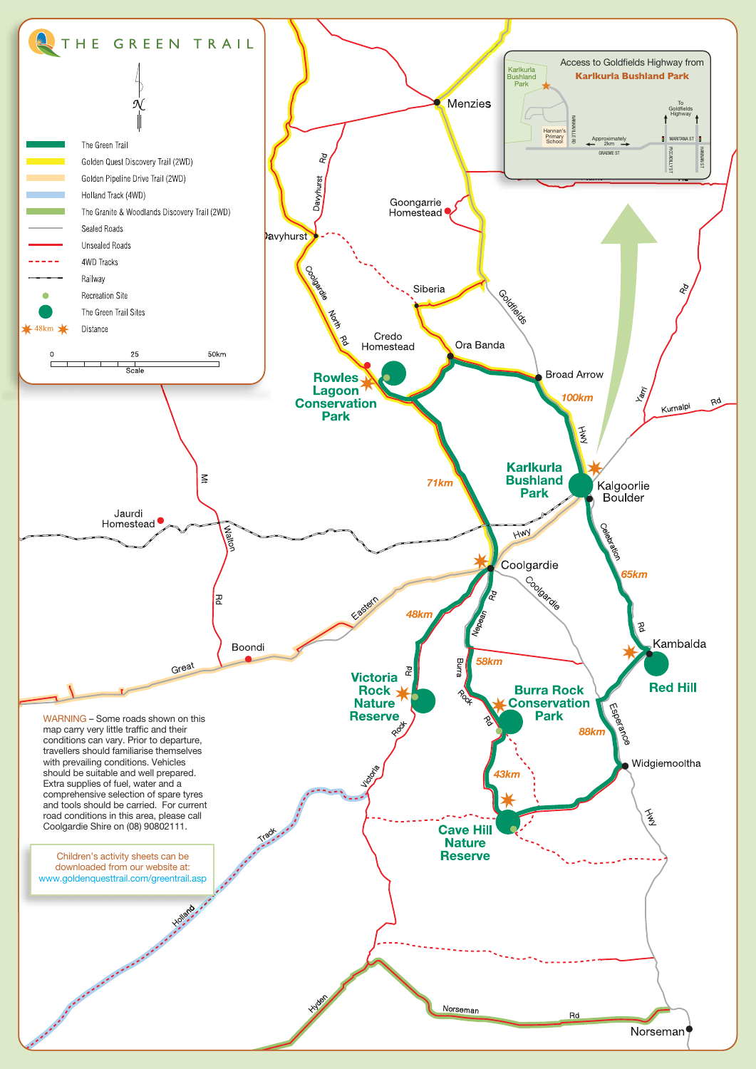# THE GREEN TRAIL

N

The Green Trail
Golden Quest Discovery Trail (2WD)
Golden Pipeline Drive Trail (2WD)
Holland Track (4WD)
The Granite & Woodlands Discovery Trail (2WD)
Sealed Roads
Unsealed Roads
4WD Tracks
Railway
Recreation Site
The Green Trail Sites
48km Distance

0 25 50km
Scale

Access to Goldfields Highway from **Karlkurla Bushland Park**

Karlkurla Bushland Park
Hannan's Primary School
NANKIVILLE RD
Approximately 2km
GRAEME ST
To Goldfields Highway
MARITANA ST
PICCADILLY ST
HANNAN ST

Menzies
Goongarrie Homestead
Davyhurst
Davyhurst Rd
Coolgardie North Rd
Siberia
Goldfields
Credo Homestead
Ora Banda
Broad Arrow
**Rowles Lagoon Conservation Park**
100km
Hwy
Yarri Rd
Kurnalpi Rd
Rd
71km
**Karlkurla Bushland Park**
Kalgoorlie Boulder
Jaurdi Homestead
Mt Walton Rd
Hwy
Celebration
Coolgardie
65km
Coolgardie
Eastern
Rd
48km
Nepean Rd
Boondi
Great
Burra
58km
Kambalda
**Victoria Rock Nature Reserve**
Rd
Rock
**Burra Rock Conservation Park**
**Red Hill**
Rock
Rd
88km
Esperance
Widgiemooltha
43km
Victoria
Hwy
**Cave Hill Nature Reserve**
Track
Holland
Hyden
Norseman Rd
Norseman

WARNING – Some roads shown on this map carry very little traffic and their conditions can vary. Prior to departure, travellers should familiarise themselves with prevailing conditions. Vehicles should be suitable and well prepared. Extra supplies of fuel, water and a comprehensive selection of spare tyres and tools should be carried. For current road conditions in this area, please call Coolgardie Shire on (08) 90802111.

Children's activity sheets can be downloaded from our website at:
www.goldenquesttrail.com/greentrail.asp